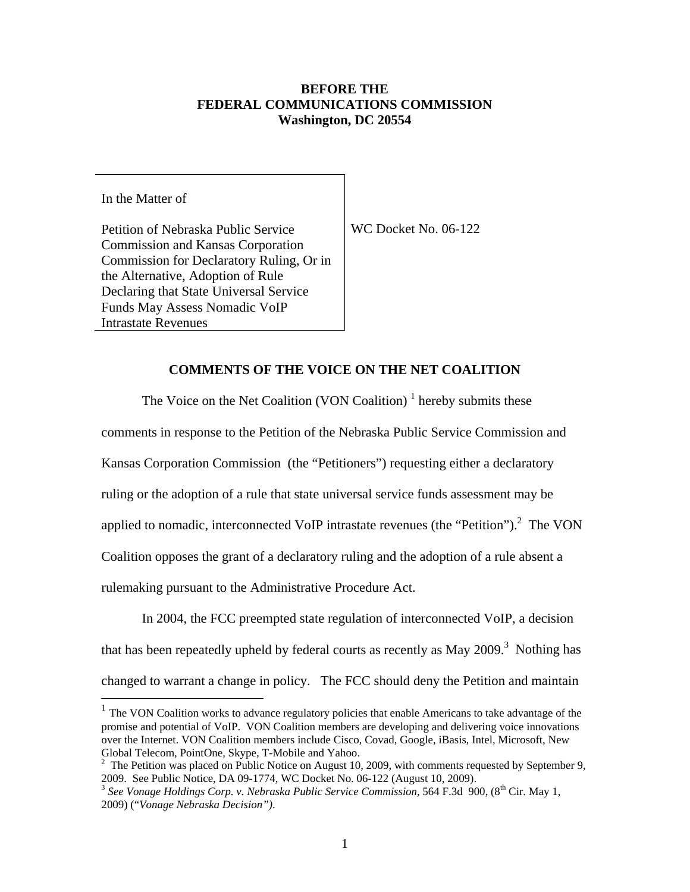**BEFORE THE**
**FEDERAL COMMUNICATIONS COMMISSION**
**Washington, DC 20554**

| In the Matter of | |
| --- | --- |
| Petition of Nebraska Public Service Commission and Kansas Corporation Commission for Declaratory Ruling, Or in the Alternative, Adoption of Rule Declaring that State Universal Service Funds May Assess Nomadic VoIP Intrastate Revenues | WC Docket No. 06-122 |

## COMMENTS OF THE VOICE ON THE NET COALITION

The Voice on the Net Coalition (VON Coalition) [1] hereby submits these comments in response to the Petition of the Nebraska Public Service Commission and Kansas Corporation Commission (the "Petitioners") requesting either a declaratory ruling or the adoption of a rule that state universal service funds assessment may be applied to nomadic, interconnected VoIP intrastate revenues (the "Petition").[2] The VON Coalition opposes the grant of a declaratory ruling and the adoption of a rule absent a rulemaking pursuant to the Administrative Procedure Act.

In 2004, the FCC preempted state regulation of interconnected VoIP, a decision that has been repeatedly upheld by federal courts as recently as May 2009.[3] Nothing has changed to warrant a change in policy. The FCC should deny the Petition and maintain

---

[1] The VON Coalition works to advance regulatory policies that enable Americans to take advantage of the promise and potential of VoIP. VON Coalition members are developing and delivering voice innovations over the Internet. VON Coalition members include Cisco, Covad, Google, iBasis, Intel, Microsoft, New Global Telecom, PointOne, Skype, T-Mobile and Yahoo.

[2] The Petition was placed on Public Notice on August 10, 2009, with comments requested by September 9, 2009. See Public Notice, DA 09-1774, WC Docket No. 06-122 (August 10, 2009).

[3] *See Vonage Holdings Corp. v. Nebraska Public Service Commission,* 564 F.3d 900, (8th Cir. May 1, 2009) ("*Vonage Nebraska Decision")*.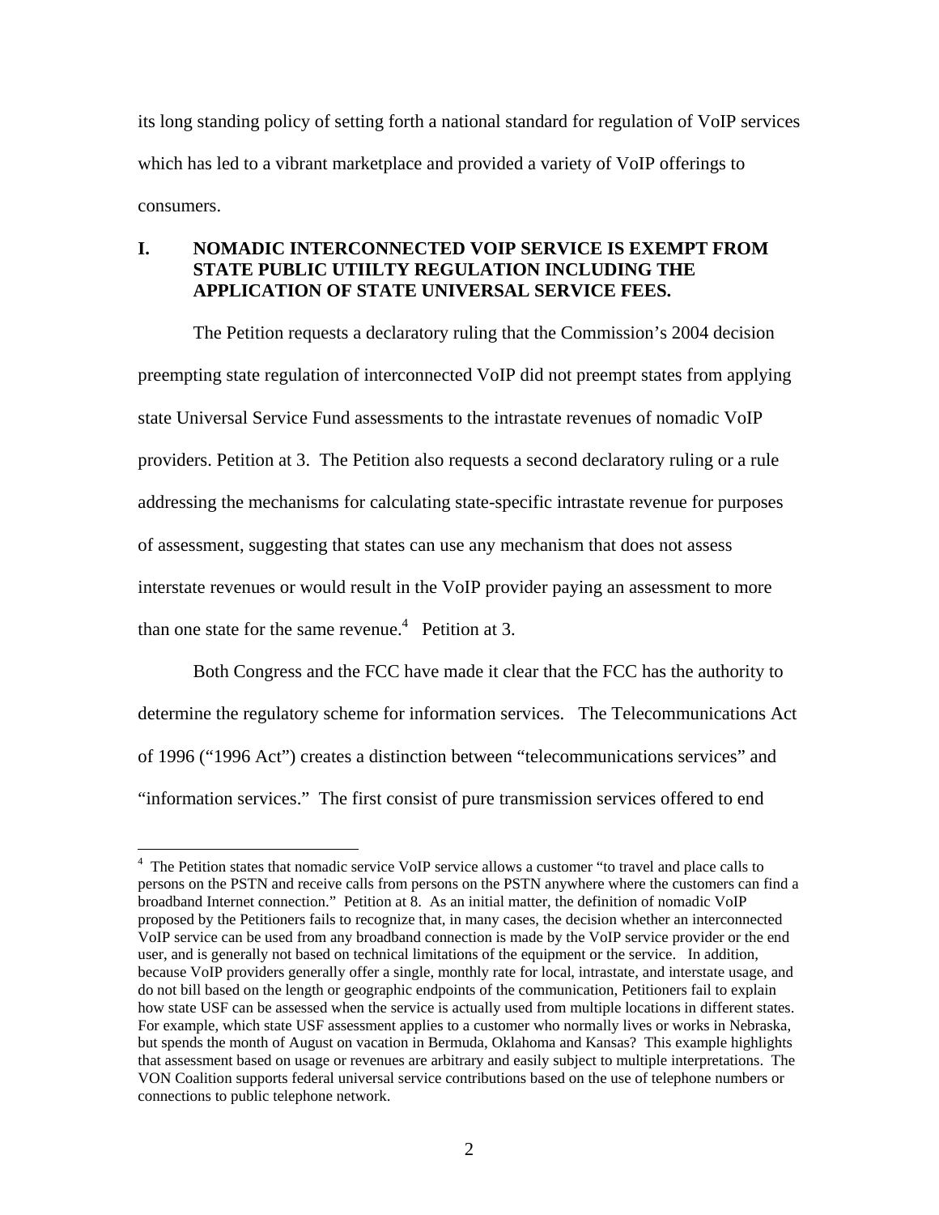its long standing policy of setting forth a national standard for regulation of VoIP services which has led to a vibrant marketplace and provided a variety of VoIP offerings to consumers.

## I. NOMADIC INTERCONNECTED VOIP SERVICE IS EXEMPT FROM STATE PUBLIC UTIILTY REGULATION INCLUDING THE APPLICATION OF STATE UNIVERSAL SERVICE FEES.

The Petition requests a declaratory ruling that the Commission's 2004 decision preempting state regulation of interconnected VoIP did not preempt states from applying state Universal Service Fund assessments to the intrastate revenues of nomadic VoIP providers. Petition at 3. The Petition also requests a second declaratory ruling or a rule addressing the mechanisms for calculating state-specific intrastate revenue for purposes of assessment, suggesting that states can use any mechanism that does not assess interstate revenues or would result in the VoIP provider paying an assessment to more than one state for the same revenue.[4] Petition at 3.

Both Congress and the FCC have made it clear that the FCC has the authority to determine the regulatory scheme for information services. The Telecommunications Act of 1996 ("1996 Act") creates a distinction between "telecommunications services" and "information services." The first consist of pure transmission services offered to end

---

[4] The Petition states that nomadic service VoIP service allows a customer "to travel and place calls to persons on the PSTN and receive calls from persons on the PSTN anywhere where the customers can find a broadband Internet connection." Petition at 8. As an initial matter, the definition of nomadic VoIP proposed by the Petitioners fails to recognize that, in many cases, the decision whether an interconnected VoIP service can be used from any broadband connection is made by the VoIP service provider or the end user, and is generally not based on technical limitations of the equipment or the service. In addition, because VoIP providers generally offer a single, monthly rate for local, intrastate, and interstate usage, and do not bill based on the length or geographic endpoints of the communication, Petitioners fail to explain how state USF can be assessed when the service is actually used from multiple locations in different states. For example, which state USF assessment applies to a customer who normally lives or works in Nebraska, but spends the month of August on vacation in Bermuda, Oklahoma and Kansas? This example highlights that assessment based on usage or revenues are arbitrary and easily subject to multiple interpretations. The VON Coalition supports federal universal service contributions based on the use of telephone numbers or connections to public telephone network.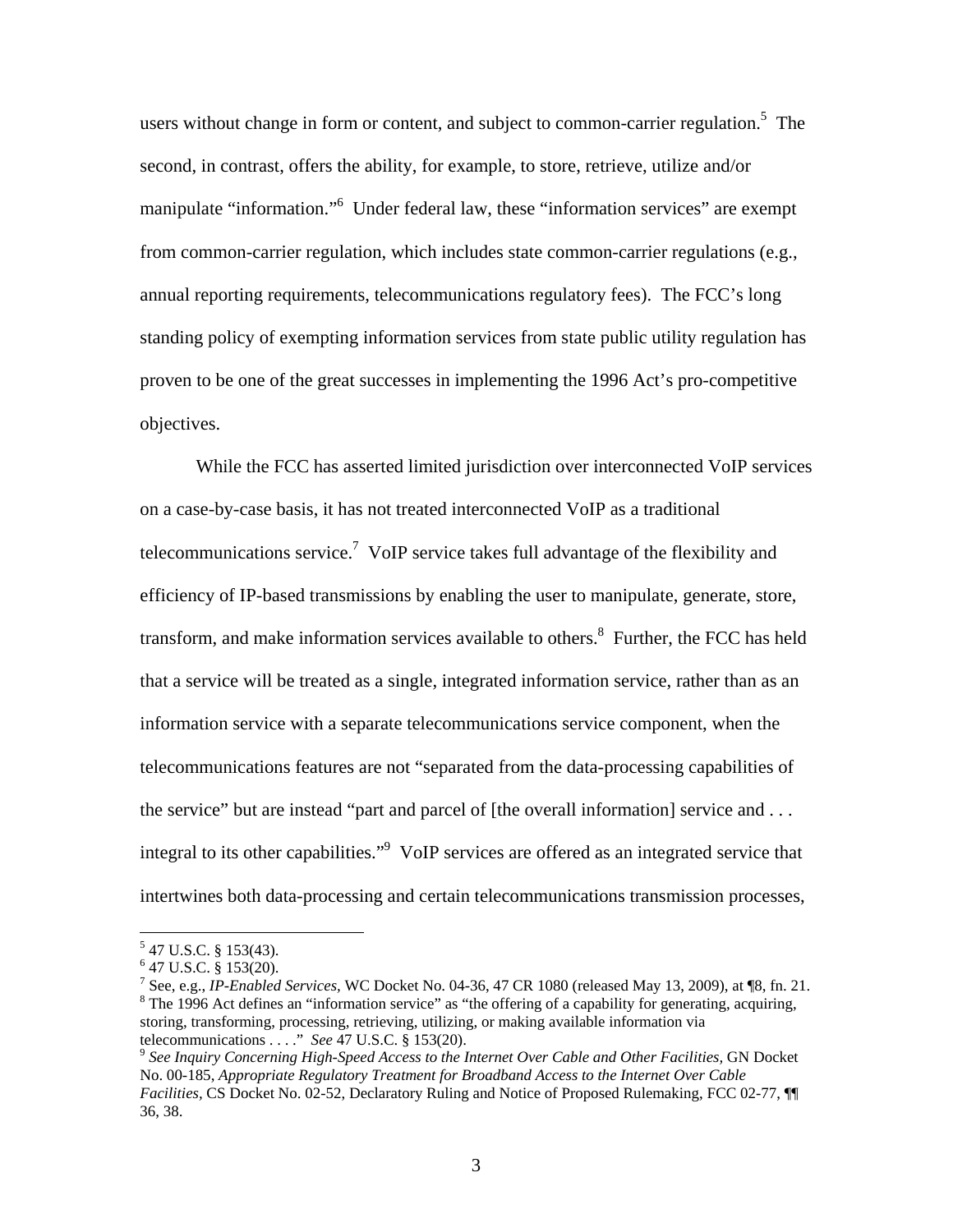users without change in form or content, and subject to common-carrier regulation.[5] The second, in contrast, offers the ability, for example, to store, retrieve, utilize and/or manipulate "information."[6] Under federal law, these "information services" are exempt from common-carrier regulation, which includes state common-carrier regulations (e.g., annual reporting requirements, telecommunications regulatory fees). The FCC's long standing policy of exempting information services from state public utility regulation has proven to be one of the great successes in implementing the 1996 Act's pro-competitive objectives.

While the FCC has asserted limited jurisdiction over interconnected VoIP services on a case-by-case basis, it has not treated interconnected VoIP as a traditional telecommunications service.[7] VoIP service takes full advantage of the flexibility and efficiency of IP-based transmissions by enabling the user to manipulate, generate, store, transform, and make information services available to others.[8] Further, the FCC has held that a service will be treated as a single, integrated information service, rather than as an information service with a separate telecommunications service component, when the telecommunications features are not "separated from the data-processing capabilities of the service" but are instead "part and parcel of [the overall information] service and . . . integral to its other capabilities."[9] VoIP services are offered as an integrated service that intertwines both data-processing and certain telecommunications transmission processes,

---

[5] 47 U.S.C. § 153(43).

[6] 47 U.S.C. § 153(20).

[7] See, e.g., *IP-Enabled Services*, WC Docket No. 04-36, 47 CR 1080 (released May 13, 2009), at ¶8, fn. 21.

[8] The 1996 Act defines an "information service" as "the offering of a capability for generating, acquiring, storing, transforming, processing, retrieving, utilizing, or making available information via telecommunications . . . ." *See* 47 U.S.C. § 153(20).

[9] *See Inquiry Concerning High-Speed Access to the Internet Over Cable and Other Facilities*, GN Docket No. 00-185, *Appropriate Regulatory Treatment for Broadband Access to the Internet Over Cable Facilities*, CS Docket No. 02-52, Declaratory Ruling and Notice of Proposed Rulemaking, FCC 02-77, ¶¶ 36, 38.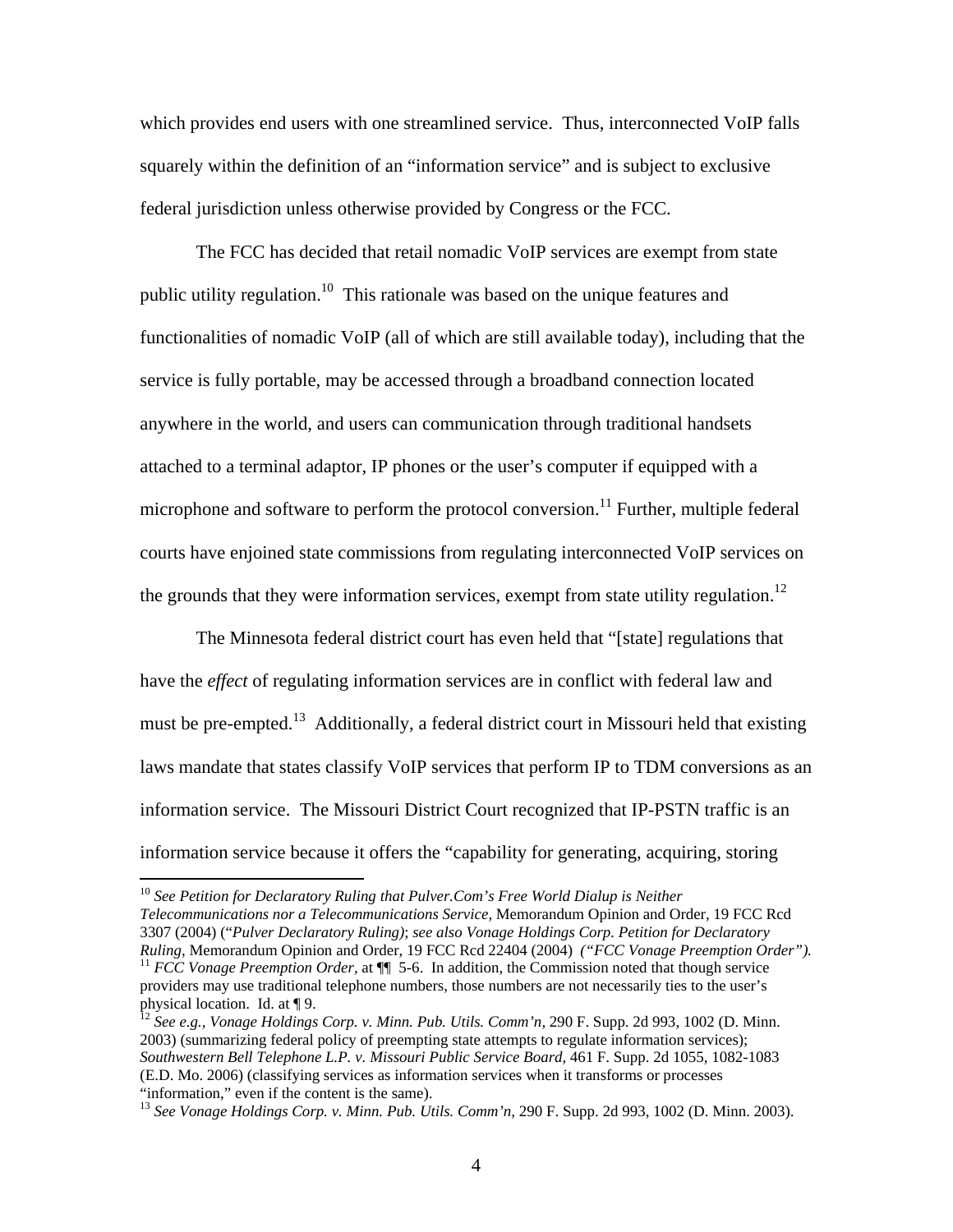which provides end users with one streamlined service. Thus, interconnected VoIP falls squarely within the definition of an "information service" and is subject to exclusive federal jurisdiction unless otherwise provided by Congress or the FCC.

The FCC has decided that retail nomadic VoIP services are exempt from state public utility regulation.[10] This rationale was based on the unique features and functionalities of nomadic VoIP (all of which are still available today), including that the service is fully portable, may be accessed through a broadband connection located anywhere in the world, and users can communication through traditional handsets attached to a terminal adaptor, IP phones or the user's computer if equipped with a microphone and software to perform the protocol conversion.[11] Further, multiple federal courts have enjoined state commissions from regulating interconnected VoIP services on the grounds that they were information services, exempt from state utility regulation.[12]

The Minnesota federal district court has even held that "[state] regulations that have the *effect* of regulating information services are in conflict with federal law and must be pre-empted.[13] Additionally, a federal district court in Missouri held that existing laws mandate that states classify VoIP services that perform IP to TDM conversions as an information service. The Missouri District Court recognized that IP-PSTN traffic is an information service because it offers the "capability for generating, acquiring, storing

---

[10] *See Petition for Declaratory Ruling that Pulver.Com's Free World Dialup is Neither Telecommunications nor a Telecommunications Service,* Memorandum Opinion and Order, 19 FCC Rcd 3307 (2004) ("*Pulver Declaratory Ruling*); *see also Vonage Holdings Corp. Petition for Declaratory Ruling*, Memorandum Opinion and Order, 19 FCC Rcd 22404 (2004) *("FCC Vonage Preemption Order").*

[11] *FCC Vonage Preemption Order*, at ¶¶ 5-6. In addition, the Commission noted that though service providers may use traditional telephone numbers, those numbers are not necessarily ties to the user's physical location. Id. at ¶ 9.

[12] *See e.g., Vonage Holdings Corp. v. Minn. Pub. Utils. Comm'n,* 290 F. Supp. 2d 993, 1002 (D. Minn. 2003) (summarizing federal policy of preempting state attempts to regulate information services); *Southwestern Bell Telephone L.P. v. Missouri Public Service Board,* 461 F. Supp. 2d 1055, 1082-1083 (E.D. Mo. 2006) (classifying services as information services when it transforms or processes "information," even if the content is the same).

[13] *See Vonage Holdings Corp. v. Minn. Pub. Utils. Comm'n,* 290 F. Supp. 2d 993, 1002 (D. Minn. 2003).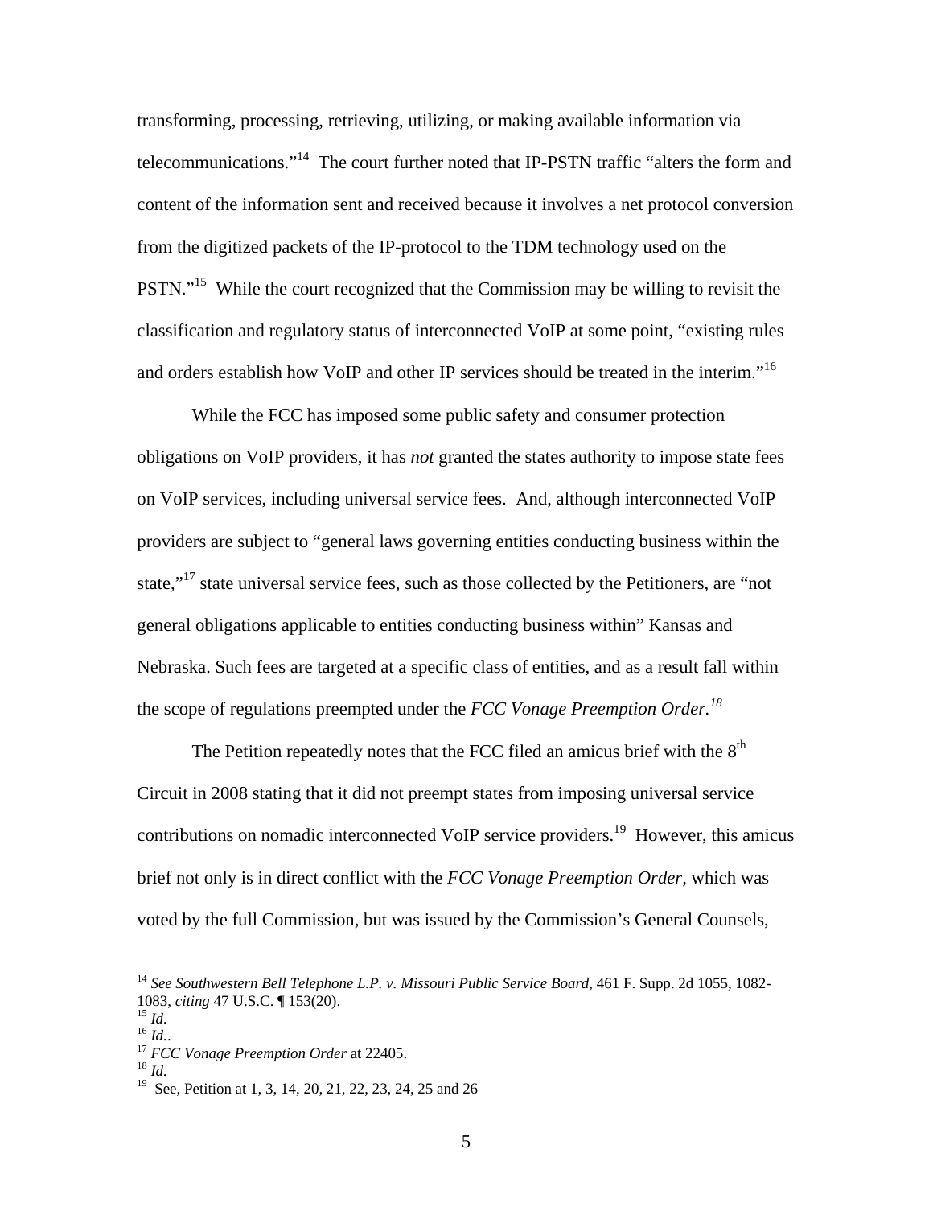transforming, processing, retrieving, utilizing, or making available information via telecommunications."[14] The court further noted that IP-PSTN traffic "alters the form and content of the information sent and received because it involves a net protocol conversion from the digitized packets of the IP-protocol to the TDM technology used on the PSTN."[15] While the court recognized that the Commission may be willing to revisit the classification and regulatory status of interconnected VoIP at some point, "existing rules and orders establish how VoIP and other IP services should be treated in the interim."[16]

While the FCC has imposed some public safety and consumer protection obligations on VoIP providers, it has *not* granted the states authority to impose state fees on VoIP services, including universal service fees. And, although interconnected VoIP providers are subject to "general laws governing entities conducting business within the state,"[17] state universal service fees, such as those collected by the Petitioners, are "not general obligations applicable to entities conducting business within" Kansas and Nebraska. Such fees are targeted at a specific class of entities, and as a result fall within the scope of regulations preempted under the *FCC Vonage Preemption Order.*[18]

The Petition repeatedly notes that the FCC filed an amicus brief with the 8th Circuit in 2008 stating that it did not preempt states from imposing universal service contributions on nomadic interconnected VoIP service providers.[19] However, this amicus brief not only is in direct conflict with the *FCC Vonage Preemption Order*, which was voted by the full Commission, but was issued by the Commission's General Counsels,

---

[14] *See Southwestern Bell Telephone L.P. v. Missouri Public Service Board*, 461 F. Supp. 2d 1055, 1082-1083, *citing* 47 U.S.C. ¶ 153(20).

[15] *Id.*

[16] *Id.*.

[17] *FCC Vonage Preemption Order* at 22405.

[18] *Id.*

[19] See, Petition at 1, 3, 14, 20, 21, 22, 23, 24, 25 and 26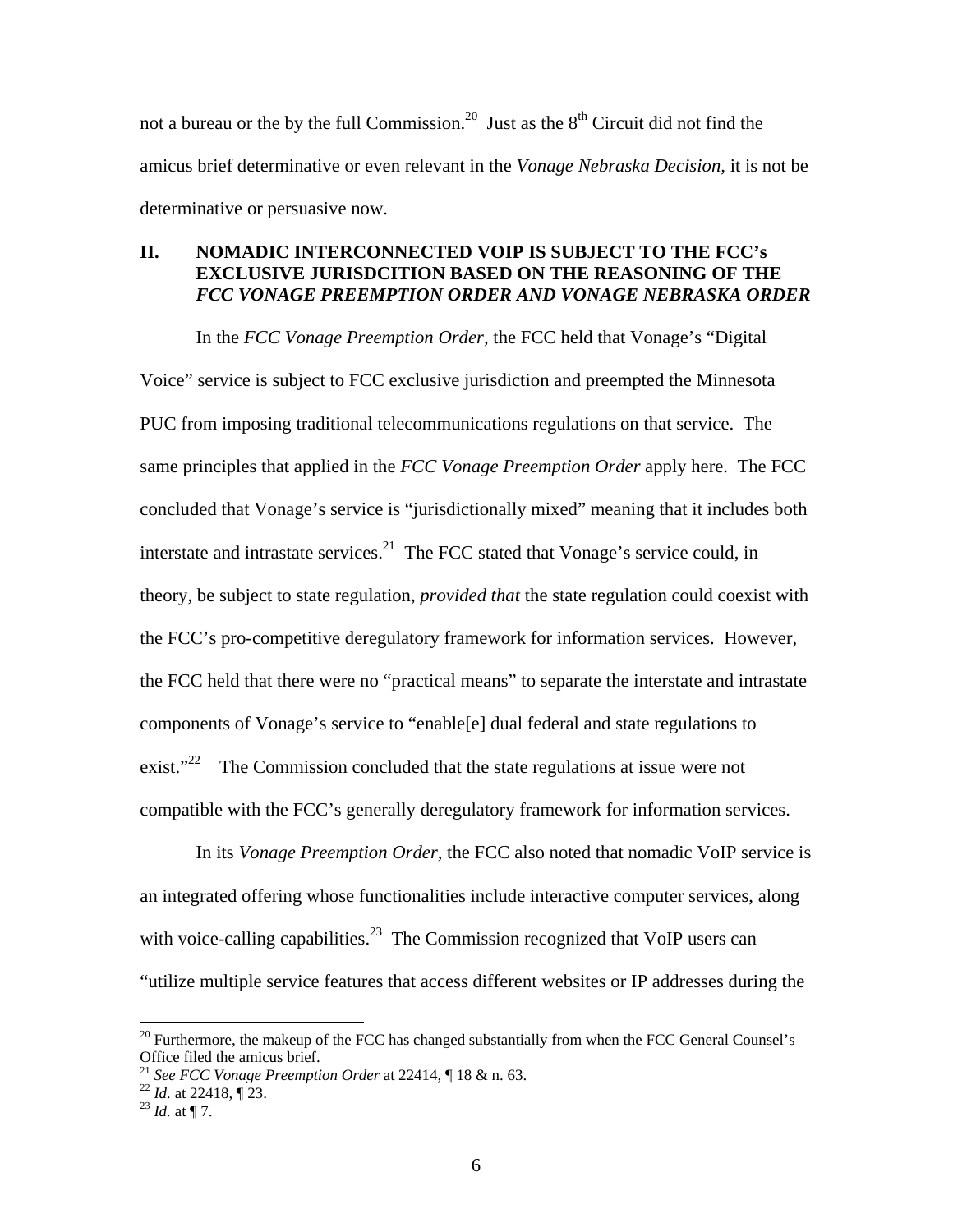not a bureau or the by the full Commission.[20] Just as the 8th Circuit did not find the amicus brief determinative or even relevant in the *Vonage Nebraska Decision*, it is not be determinative or persuasive now.

## II. NOMADIC INTERCONNECTED VOIP IS SUBJECT TO THE FCC's EXCLUSIVE JURISDCITION BASED ON THE REASONING OF THE *FCC VONAGE PREEMPTION ORDER AND VONAGE NEBRASKA ORDER*

In the *FCC Vonage Preemption Order*, the FCC held that Vonage's "Digital Voice" service is subject to FCC exclusive jurisdiction and preempted the Minnesota PUC from imposing traditional telecommunications regulations on that service. The same principles that applied in the *FCC Vonage Preemption Order* apply here. The FCC concluded that Vonage's service is "jurisdictionally mixed" meaning that it includes both interstate and intrastate services.[21] The FCC stated that Vonage's service could, in theory, be subject to state regulation, *provided that* the state regulation could coexist with the FCC's pro-competitive deregulatory framework for information services. However, the FCC held that there were no "practical means" to separate the interstate and intrastate components of Vonage's service to "enable[e] dual federal and state regulations to exist."[22] The Commission concluded that the state regulations at issue were not compatible with the FCC's generally deregulatory framework for information services.

In its *Vonage Preemption Order*, the FCC also noted that nomadic VoIP service is an integrated offering whose functionalities include interactive computer services, along with voice-calling capabilities.[23] The Commission recognized that VoIP users can "utilize multiple service features that access different websites or IP addresses during the

---

[20] Furthermore, the makeup of the FCC has changed substantially from when the FCC General Counsel's Office filed the amicus brief.

[21] *See FCC Vonage Preemption Order* at 22414, ¶ 18 & n. 63.

[22] *Id.* at 22418, ¶ 23.

[23] *Id.* at ¶ 7.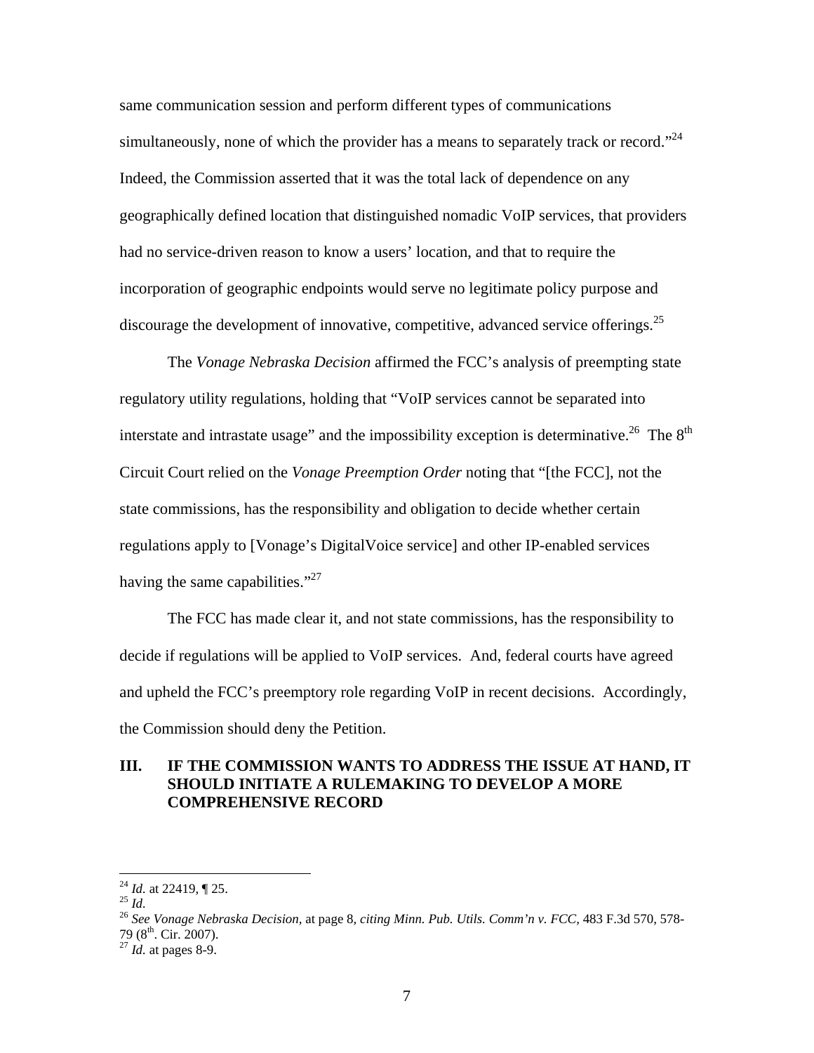same communication session and perform different types of communications simultaneously, none of which the provider has a means to separately track or record."[24] Indeed, the Commission asserted that it was the total lack of dependence on any geographically defined location that distinguished nomadic VoIP services, that providers had no service-driven reason to know a users' location, and that to require the incorporation of geographic endpoints would serve no legitimate policy purpose and discourage the development of innovative, competitive, advanced service offerings.[25]

The *Vonage Nebraska Decision* affirmed the FCC's analysis of preempting state regulatory utility regulations, holding that "VoIP services cannot be separated into interstate and intrastate usage" and the impossibility exception is determinative.[26] The 8th Circuit Court relied on the *Vonage Preemption Order* noting that "[the FCC], not the state commissions, has the responsibility and obligation to decide whether certain regulations apply to [Vonage's DigitalVoice service] and other IP-enabled services having the same capabilities."[27]

The FCC has made clear it, and not state commissions, has the responsibility to decide if regulations will be applied to VoIP services. And, federal courts have agreed and upheld the FCC's preemptory role regarding VoIP in recent decisions. Accordingly, the Commission should deny the Petition.

## III. IF THE COMMISSION WANTS TO ADDRESS THE ISSUE AT HAND, IT SHOULD INITIATE A RULEMAKING TO DEVELOP A MORE COMPREHENSIVE RECORD

---

[24] *Id.* at 22419, ¶ 25.
[25] *Id.*
[26] *See Vonage Nebraska Decision*, at page 8, *citing Minn. Pub. Utils. Comm'n v. FCC*, 483 F.3d 570, 578-79 (8th. Cir. 2007).
[27] *Id.* at pages 8-9.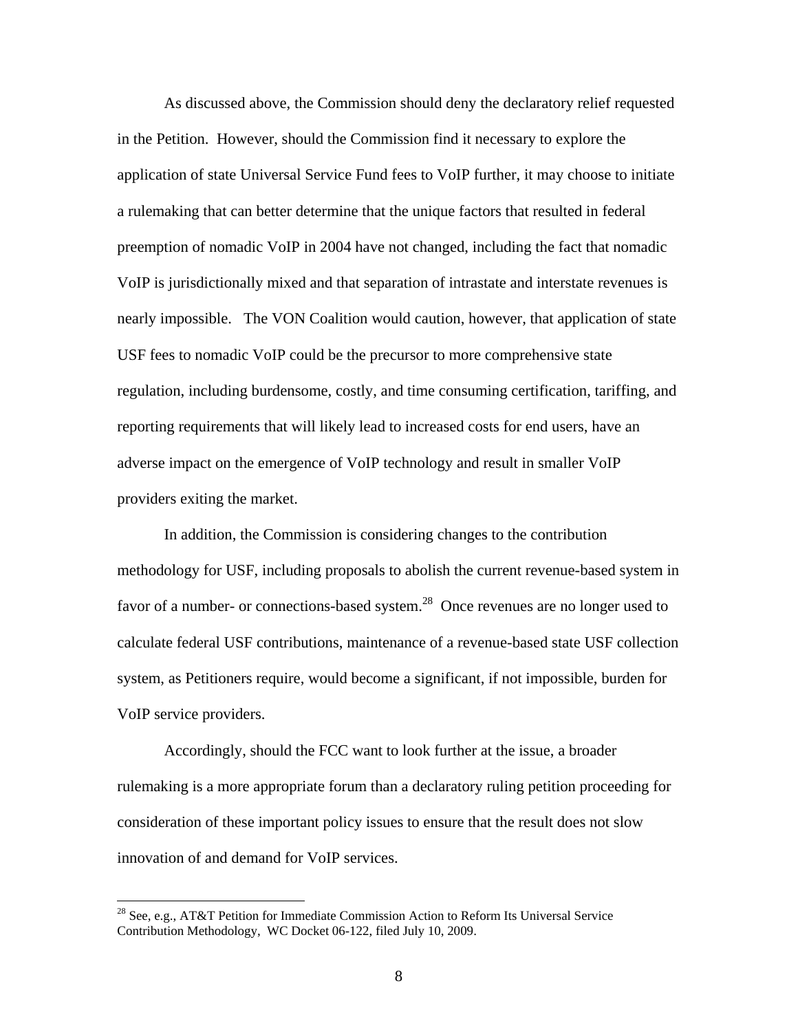As discussed above, the Commission should deny the declaratory relief requested in the Petition. However, should the Commission find it necessary to explore the application of state Universal Service Fund fees to VoIP further, it may choose to initiate a rulemaking that can better determine that the unique factors that resulted in federal preemption of nomadic VoIP in 2004 have not changed, including the fact that nomadic VoIP is jurisdictionally mixed and that separation of intrastate and interstate revenues is nearly impossible. The VON Coalition would caution, however, that application of state USF fees to nomadic VoIP could be the precursor to more comprehensive state regulation, including burdensome, costly, and time consuming certification, tariffing, and reporting requirements that will likely lead to increased costs for end users, have an adverse impact on the emergence of VoIP technology and result in smaller VoIP providers exiting the market.

In addition, the Commission is considering changes to the contribution methodology for USF, including proposals to abolish the current revenue-based system in favor of a number- or connections-based system.[28] Once revenues are no longer used to calculate federal USF contributions, maintenance of a revenue-based state USF collection system, as Petitioners require, would become a significant, if not impossible, burden for VoIP service providers.

Accordingly, should the FCC want to look further at the issue, a broader rulemaking is a more appropriate forum than a declaratory ruling petition proceeding for consideration of these important policy issues to ensure that the result does not slow innovation of and demand for VoIP services.

---

[28] See, e.g., AT&T Petition for Immediate Commission Action to Reform Its Universal Service Contribution Methodology, WC Docket 06-122, filed July 10, 2009.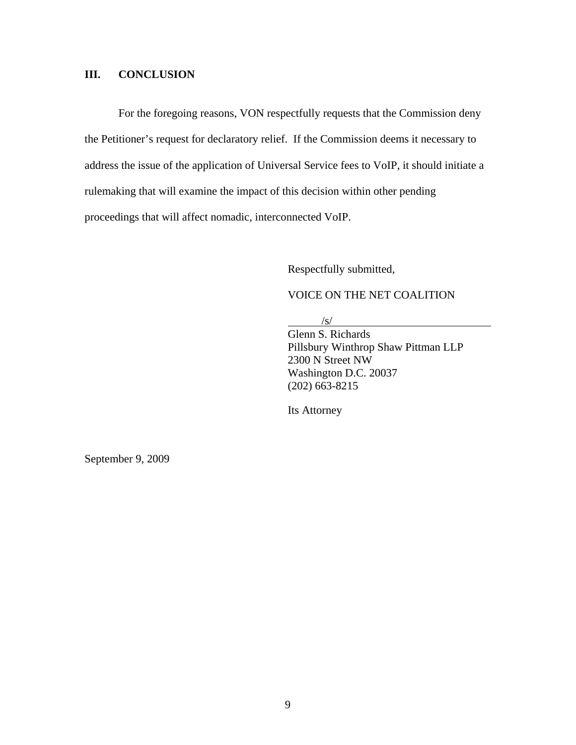## III. CONCLUSION

For the foregoing reasons, VON respectfully requests that the Commission deny the Petitioner's request for declaratory relief. If the Commission deems it necessary to address the issue of the application of Universal Service fees to VoIP, it should initiate a rulemaking that will examine the impact of this decision within other pending proceedings that will affect nomadic, interconnected VoIP.

Respectfully submitted,

VOICE ON THE NET COALITION

/s/

Glenn S. Richards
Pillsbury Winthrop Shaw Pittman LLP
2300 N Street NW
Washington D.C. 20037
(202) 663-8215

Its Attorney

September 9, 2009